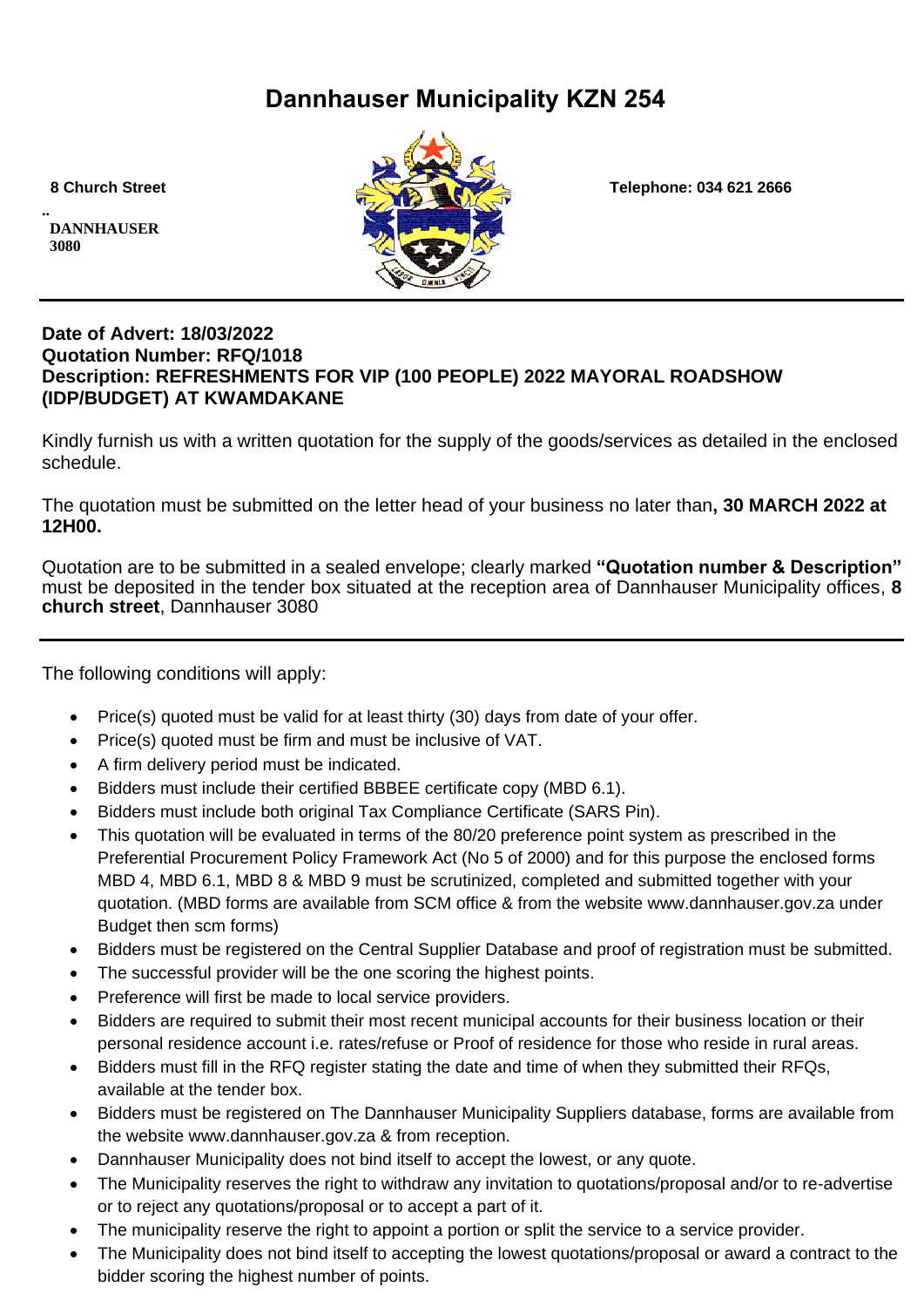# Dannhauser Municipality KZN 254

8 Church Street

..
DANNHAUSER
3080

Telephone: 034 621 2666

---

**Date of Advert: 18/03/2022**
**Quotation Number: RFQ/1018**
**Description: REFRESHMENTS FOR VIP (100 PEOPLE) 2022 MAYORAL ROADSHOW (IDP/BUDGET) AT KWAMDAKANE**

Kindly furnish us with a written quotation for the supply of the goods/services as detailed in the enclosed schedule.

The quotation must be submitted on the letter head of your business no later than**, 30 MARCH 2022 at 12H00.**

Quotation are to be submitted in a sealed envelope; clearly marked **"Quotation number & Description"** must be deposited in the tender box situated at the reception area of Dannhauser Municipality offices, **8 church street**, Dannhauser 3080

---

The following conditions will apply:

- Price(s) quoted must be valid for at least thirty (30) days from date of your offer.
- Price(s) quoted must be firm and must be inclusive of VAT.
- A firm delivery period must be indicated.
- Bidders must include their certified BBBEE certificate copy (MBD 6.1).
- Bidders must include both original Tax Compliance Certificate (SARS Pin).
- This quotation will be evaluated in terms of the 80/20 preference point system as prescribed in the Preferential Procurement Policy Framework Act (No 5 of 2000) and for this purpose the enclosed forms MBD 4, MBD 6.1, MBD 8 & MBD 9 must be scrutinized, completed and submitted together with your quotation. (MBD forms are available from SCM office & from the website www.dannhauser.gov.za under Budget then scm forms)
- Bidders must be registered on the Central Supplier Database and proof of registration must be submitted.
- The successful provider will be the one scoring the highest points.
- Preference will first be made to local service providers.
- Bidders are required to submit their most recent municipal accounts for their business location or their personal residence account i.e. rates/refuse or Proof of residence for those who reside in rural areas.
- Bidders must fill in the RFQ register stating the date and time of when they submitted their RFQs, available at the tender box.
- Bidders must be registered on The Dannhauser Municipality Suppliers database, forms are available from the website www.dannhauser.gov.za & from reception.
- Dannhauser Municipality does not bind itself to accept the lowest, or any quote.
- The Municipality reserves the right to withdraw any invitation to quotations/proposal and/or to re-advertise or to reject any quotations/proposal or to accept a part of it.
- The municipality reserve the right to appoint a portion or split the service to a service provider.
- The Municipality does not bind itself to accepting the lowest quotations/proposal or award a contract to the bidder scoring the highest number of points.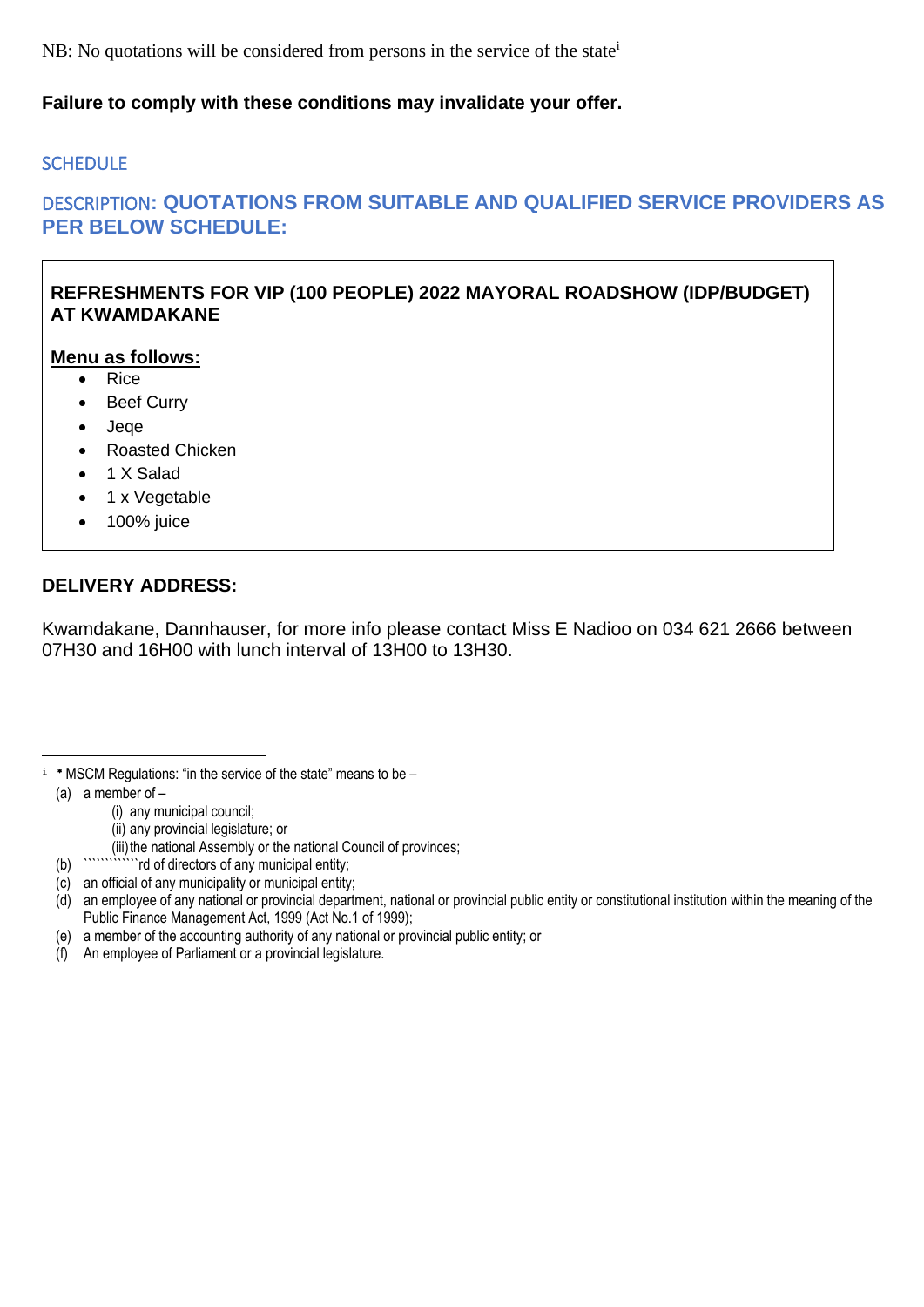NB: No quotations will be considered from persons in the service of the state[i]

**Failure to comply with these conditions may invalidate your offer.**

SCHEDULE

DESCRIPTION: **QUOTATIONS FROM SUITABLE AND QUALIFIED SERVICE PROVIDERS AS PER BELOW SCHEDULE:**

**REFRESHMENTS FOR VIP (100 PEOPLE) 2022 MAYORAL ROADSHOW (IDP/BUDGET) AT KWAMDAKANE**

**Menu as follows:**

- Rice
- Beef Curry
- Jeqe
- Roasted Chicken
- 1 X Salad
- 1 x Vegetable
- 100% juice

**DELIVERY ADDRESS:**

Kwamdakane, Dannhauser, for more info please contact Miss E Nadioo on 034 621 2666 between 07H30 and 16H00 with lunch interval of 13H00 to 13H30.

---

[i] * MSCM Regulations: "in the service of the state" means to be –

(a) a member of –
  (i) any municipal council;
  (ii) any provincial legislature; or
  (iii) the national Assembly or the national Council of provinces;
(b) ````````````rd of directors of any municipal entity;
(c) an official of any municipality or municipal entity;
(d) an employee of any national or provincial department, national or provincial public entity or constitutional institution within the meaning of the Public Finance Management Act, 1999 (Act No.1 of 1999);
(e) a member of the accounting authority of any national or provincial public entity; or
(f) An employee of Parliament or a provincial legislature.